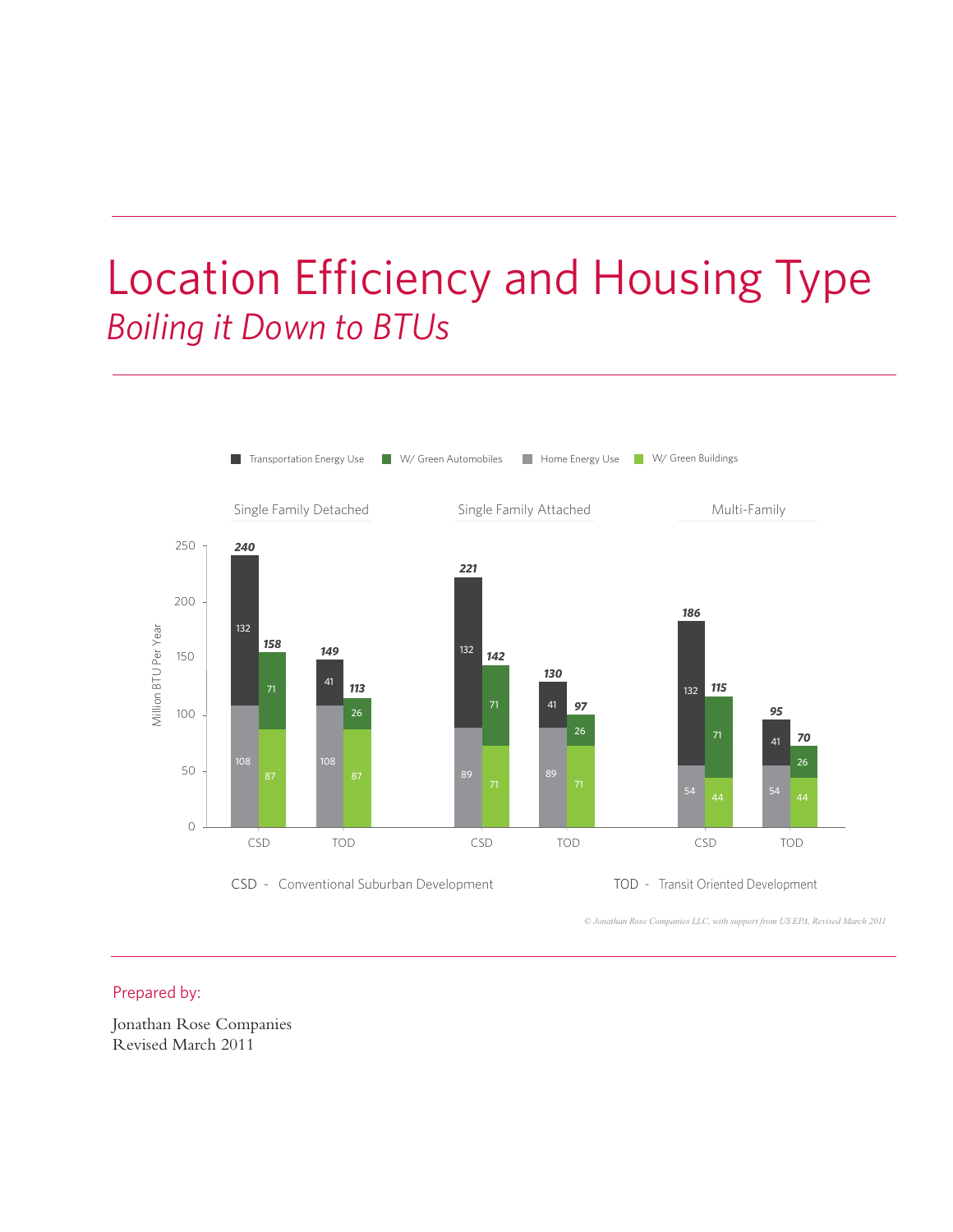# Location Efficiency and Housing Type

## *Boiling it Down to BTUs*

Transportation Energy Use
W/ Green Automobiles
Home Energy Use
W/ Green Buildings

Single Family Detached
Single Family Attached
Multi-Family

Million BTU Per Year

250
200
150
100
50
0

240
132
108
158
71
87
149
41
108
113
26
87

221
132
89
142
71
71
130
41
89
97
26
71

186
132
54
115
71
44
95
41
54
70
26
44

CSD
TOD
CSD
TOD
CSD
TOD

CSD - Conventional Suburban Development
TOD - Transit Oriented Development

*© Jonathan Rose Companies LLC, with support from US EPA, Revised March 2011*

Prepared by:

Jonathan Rose Companies
Revised March 2011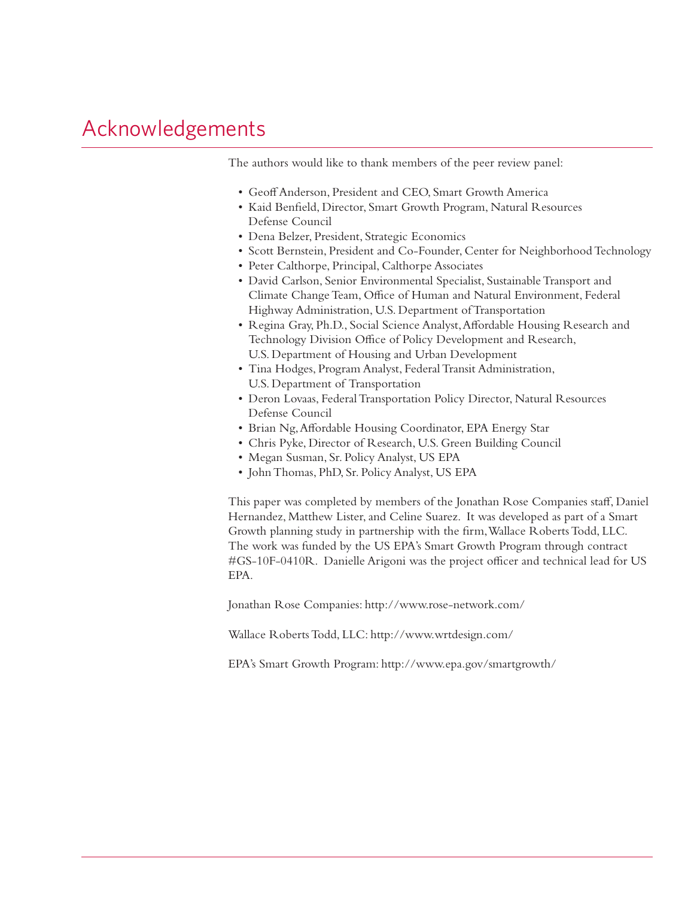# Acknowledgements

The authors would like to thank members of the peer review panel:

- Geoff Anderson, President and CEO, Smart Growth America
- Kaid Benfield, Director, Smart Growth Program, Natural Resources Defense Council
- Dena Belzer, President, Strategic Economics
- Scott Bernstein, President and Co-Founder, Center for Neighborhood Technology
- Peter Calthorpe, Principal, Calthorpe Associates
- David Carlson, Senior Environmental Specialist, Sustainable Transport and Climate Change Team, Office of Human and Natural Environment, Federal Highway Administration, U.S. Department of Transportation
- Regina Gray, Ph.D., Social Science Analyst, Affordable Housing Research and Technology Division Office of Policy Development and Research, U.S. Department of Housing and Urban Development
- Tina Hodges, Program Analyst, Federal Transit Administration, U.S. Department of Transportation
- Deron Lovaas, Federal Transportation Policy Director, Natural Resources Defense Council
- Brian Ng, Affordable Housing Coordinator, EPA Energy Star
- Chris Pyke, Director of Research, U.S. Green Building Council
- Megan Susman, Sr. Policy Analyst, US EPA
- John Thomas, PhD, Sr. Policy Analyst, US EPA

This paper was completed by members of the Jonathan Rose Companies staff, Daniel Hernandez, Matthew Lister, and Celine Suarez. It was developed as part of a Smart Growth planning study in partnership with the firm, Wallace Roberts Todd, LLC. The work was funded by the US EPA's Smart Growth Program through contract #GS-10F-0410R. Danielle Arigoni was the project officer and technical lead for US EPA.

Jonathan Rose Companies: http://www.rose-network.com/

Wallace Roberts Todd, LLC: http://www.wrtdesign.com/

EPA's Smart Growth Program: http://www.epa.gov/smartgrowth/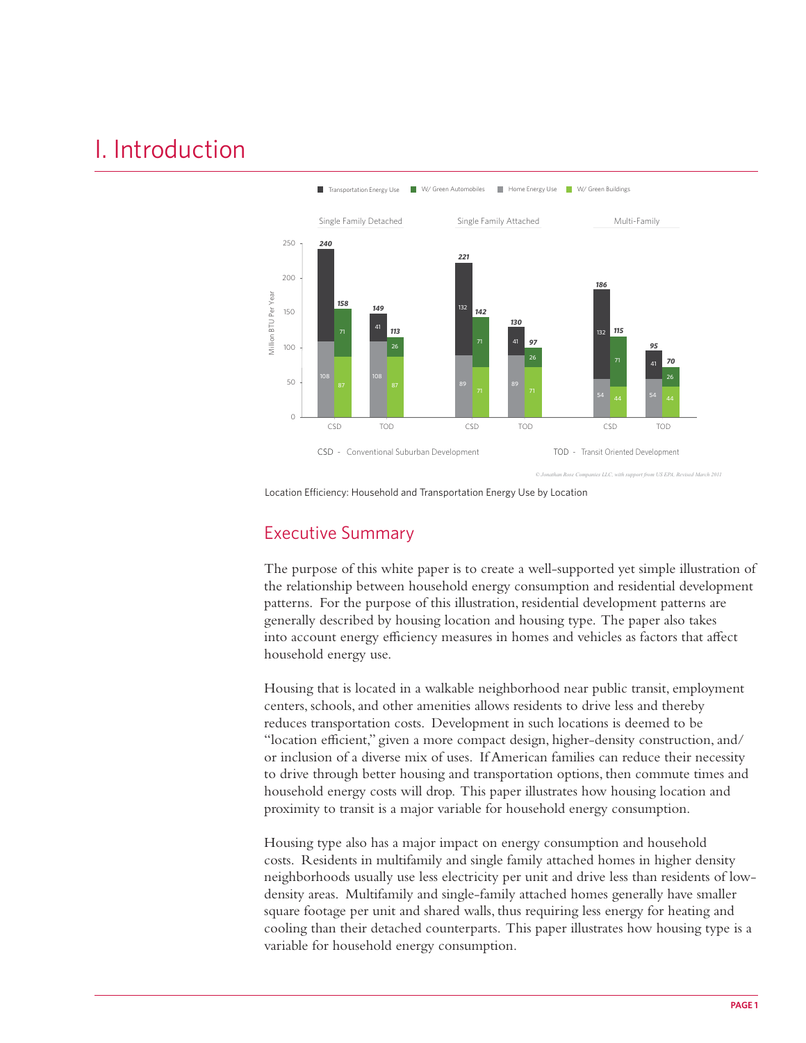# I. Introduction

Transportation Energy Use
W/ Green Automobiles
Home Energy Use
W/ Green Buildings

Single Family Detached
Single Family Attached
Multi-Family

Million BTU Per Year

250
200
150
100
50
0

240
108
158
71
87
149
41
108
113
26
87

221
132
89
142
71
71
130
41
89
97
26
71

186
132
54
115
71
44
95
41
54
70
26
44

CSD
TOD
CSD
TOD
CSD
TOD

CSD - Conventional Suburban Development
TOD - Transit Oriented Development

© Jonathan Rose Companies LLC, with support from US EPA, Revised March 2011

Location Efficiency: Household and Transportation Energy Use by Location

## Executive Summary

The purpose of this white paper is to create a well-supported yet simple illustration of the relationship between household energy consumption and residential development patterns. For the purpose of this illustration, residential development patterns are generally described by housing location and housing type. The paper also takes into account energy efficiency measures in homes and vehicles as factors that affect household energy use.

Housing that is located in a walkable neighborhood near public transit, employment centers, schools, and other amenities allows residents to drive less and thereby reduces transportation costs. Development in such locations is deemed to be "location efficient," given a more compact design, higher-density construction, and/or inclusion of a diverse mix of uses. If American families can reduce their necessity to drive through better housing and transportation options, then commute times and household energy costs will drop. This paper illustrates how housing location and proximity to transit is a major variable for household energy consumption.

Housing type also has a major impact on energy consumption and household costs. Residents in multifamily and single family attached homes in higher density neighborhoods usually use less electricity per unit and drive less than residents of low-density areas. Multifamily and single-family attached homes generally have smaller square footage per unit and shared walls, thus requiring less energy for heating and cooling than their detached counterparts. This paper illustrates how housing type is a variable for household energy consumption.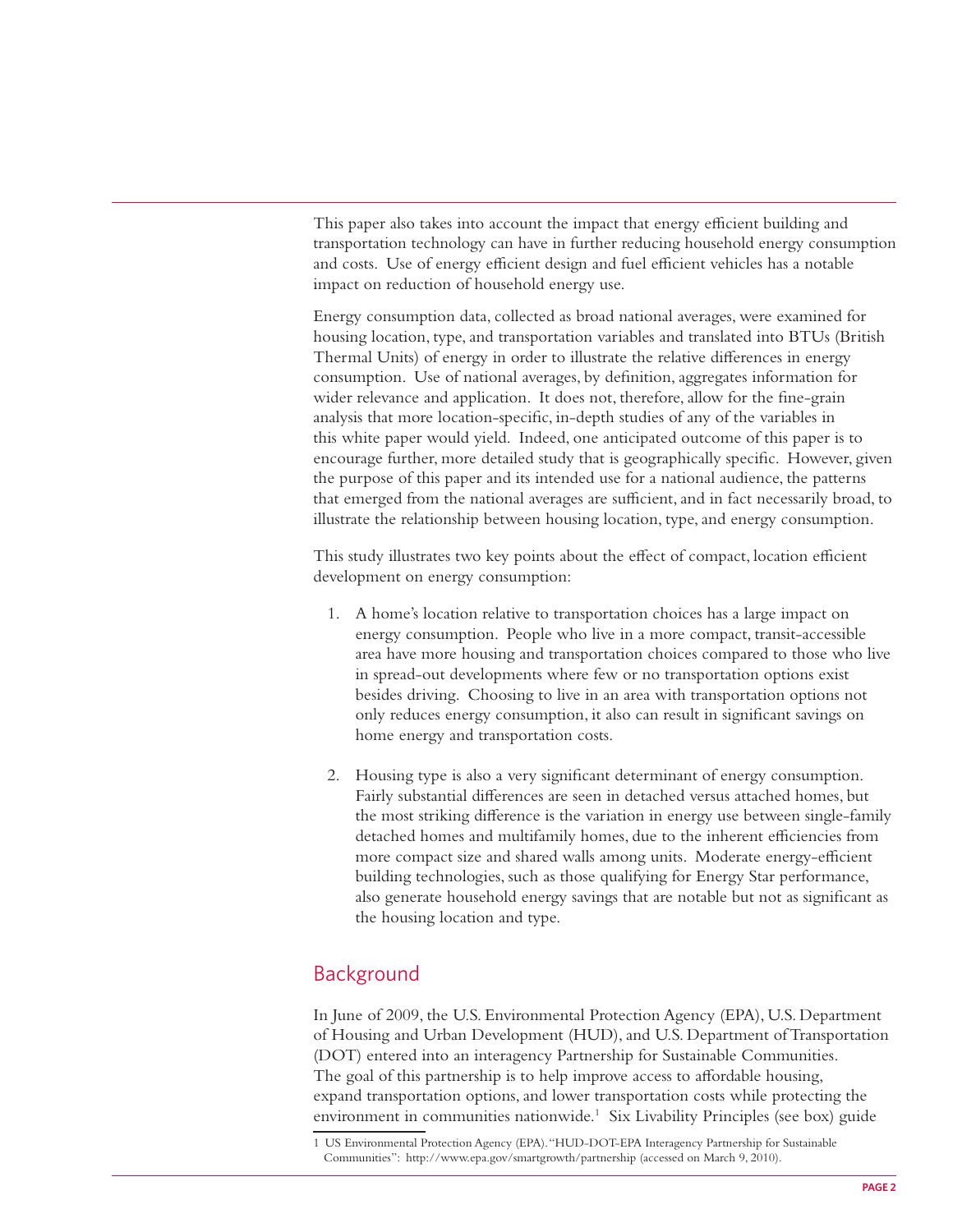This paper also takes into account the impact that energy efficient building and transportation technology can have in further reducing household energy consumption and costs. Use of energy efficient design and fuel efficient vehicles has a notable impact on reduction of household energy use.

Energy consumption data, collected as broad national averages, were examined for housing location, type, and transportation variables and translated into BTUs (British Thermal Units) of energy in order to illustrate the relative differences in energy consumption. Use of national averages, by definition, aggregates information for wider relevance and application. It does not, therefore, allow for the fine-grain analysis that more location-specific, in-depth studies of any of the variables in this white paper would yield. Indeed, one anticipated outcome of this paper is to encourage further, more detailed study that is geographically specific. However, given the purpose of this paper and its intended use for a national audience, the patterns that emerged from the national averages are sufficient, and in fact necessarily broad, to illustrate the relationship between housing location, type, and energy consumption.

This study illustrates two key points about the effect of compact, location efficient development on energy consumption:

1. A home's location relative to transportation choices has a large impact on energy consumption. People who live in a more compact, transit-accessible area have more housing and transportation choices compared to those who live in spread-out developments where few or no transportation options exist besides driving. Choosing to live in an area with transportation options not only reduces energy consumption, it also can result in significant savings on home energy and transportation costs.

2. Housing type is also a very significant determinant of energy consumption. Fairly substantial differences are seen in detached versus attached homes, but the most striking difference is the variation in energy use between single-family detached homes and multifamily homes, due to the inherent efficiencies from more compact size and shared walls among units. Moderate energy-efficient building technologies, such as those qualifying for Energy Star performance, also generate household energy savings that are notable but not as significant as the housing location and type.

## Background

In June of 2009, the U.S. Environmental Protection Agency (EPA), U.S. Department of Housing and Urban Development (HUD), and U.S. Department of Transportation (DOT) entered into an interagency Partnership for Sustainable Communities. The goal of this partnership is to help improve access to affordable housing, expand transportation options, and lower transportation costs while protecting the environment in communities nationwide.[1] Six Livability Principles (see box) guide

[1] US Environmental Protection Agency (EPA). "HUD-DOT-EPA Interagency Partnership for Sustainable Communities": http://www.epa.gov/smartgrowth/partnership (accessed on March 9, 2010).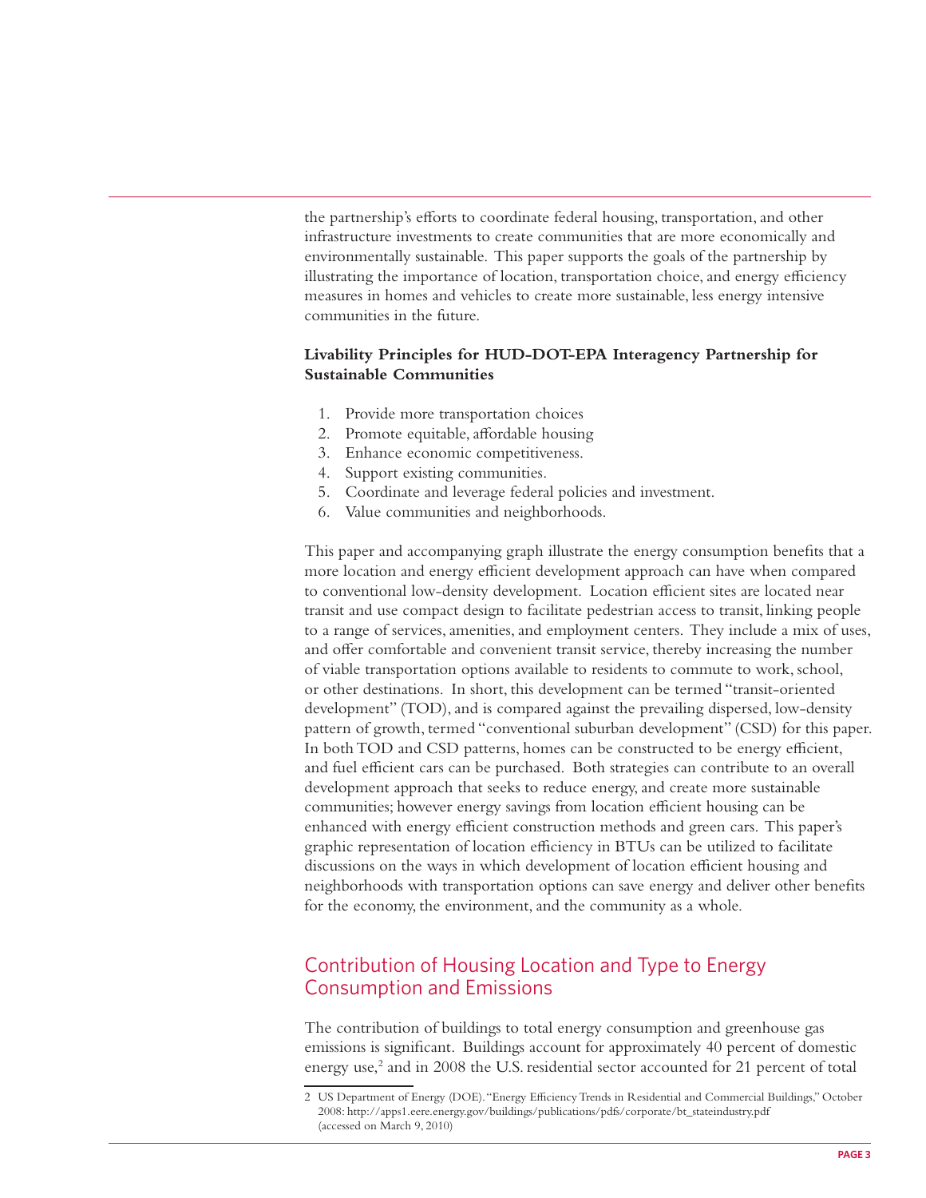the partnership's efforts to coordinate federal housing, transportation, and other infrastructure investments to create communities that are more economically and environmentally sustainable. This paper supports the goals of the partnership by illustrating the importance of location, transportation choice, and energy efficiency measures in homes and vehicles to create more sustainable, less energy intensive communities in the future.

**Livability Principles for HUD-DOT-EPA Interagency Partnership for Sustainable Communities**

1. Provide more transportation choices
2. Promote equitable, affordable housing
3. Enhance economic competitiveness.
4. Support existing communities.
5. Coordinate and leverage federal policies and investment.
6. Value communities and neighborhoods.

This paper and accompanying graph illustrate the energy consumption benefits that a more location and energy efficient development approach can have when compared to conventional low-density development. Location efficient sites are located near transit and use compact design to facilitate pedestrian access to transit, linking people to a range of services, amenities, and employment centers. They include a mix of uses, and offer comfortable and convenient transit service, thereby increasing the number of viable transportation options available to residents to commute to work, school, or other destinations. In short, this development can be termed "transit-oriented development" (TOD), and is compared against the prevailing dispersed, low-density pattern of growth, termed "conventional suburban development" (CSD) for this paper. In both TOD and CSD patterns, homes can be constructed to be energy efficient, and fuel efficient cars can be purchased. Both strategies can contribute to an overall development approach that seeks to reduce energy, and create more sustainable communities; however energy savings from location efficient housing can be enhanced with energy efficient construction methods and green cars. This paper's graphic representation of location efficiency in BTUs can be utilized to facilitate discussions on the ways in which development of location efficient housing and neighborhoods with transportation options can save energy and deliver other benefits for the economy, the environment, and the community as a whole.

## Contribution of Housing Location and Type to Energy Consumption and Emissions

The contribution of buildings to total energy consumption and greenhouse gas emissions is significant. Buildings account for approximately 40 percent of domestic energy use,[2] and in 2008 the U.S. residential sector accounted for 21 percent of total

2 US Department of Energy (DOE). "Energy Efficiency Trends in Residential and Commercial Buildings," October 2008: http://apps1.eere.energy.gov/buildings/publications/pdfs/corporate/bt_stateindustry.pdf (accessed on March 9, 2010)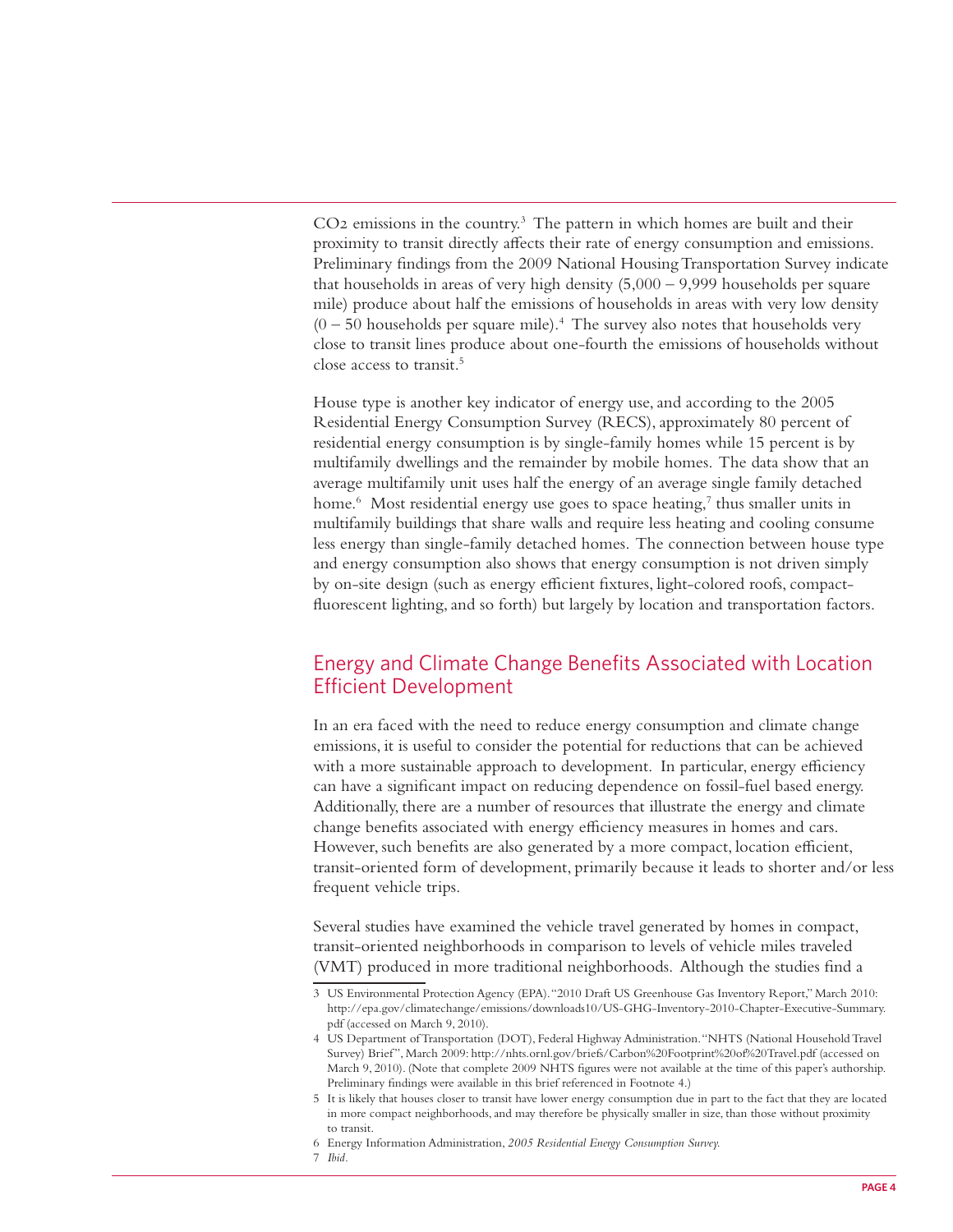$CO_2$ emissions in the country.[3] The pattern in which homes are built and their proximity to transit directly affects their rate of energy consumption and emissions. Preliminary findings from the 2009 National Housing Transportation Survey indicate that households in areas of very high density (5,000 – 9,999 households per square mile) produce about half the emissions of households in areas with very low density (0 – 50 households per square mile).[4] The survey also notes that households very close to transit lines produce about one-fourth the emissions of households without close access to transit.[5]

House type is another key indicator of energy use, and according to the 2005 Residential Energy Consumption Survey (RECS), approximately 80 percent of residential energy consumption is by single-family homes while 15 percent is by multifamily dwellings and the remainder by mobile homes. The data show that an average multifamily unit uses half the energy of an average single family detached home.[6] Most residential energy use goes to space heating,[7] thus smaller units in multifamily buildings that share walls and require less heating and cooling consume less energy than single-family detached homes. The connection between house type and energy consumption also shows that energy consumption is not driven simply by on-site design (such as energy efficient fixtures, light-colored roofs, compact-fluorescent lighting, and so forth) but largely by location and transportation factors.

## Energy and Climate Change Benefits Associated with Location Efficient Development

In an era faced with the need to reduce energy consumption and climate change emissions, it is useful to consider the potential for reductions that can be achieved with a more sustainable approach to development. In particular, energy efficiency can have a significant impact on reducing dependence on fossil-fuel based energy. Additionally, there are a number of resources that illustrate the energy and climate change benefits associated with energy efficiency measures in homes and cars. However, such benefits are also generated by a more compact, location efficient, transit-oriented form of development, primarily because it leads to shorter and/or less frequent vehicle trips.

Several studies have examined the vehicle travel generated by homes in compact, transit-oriented neighborhoods in comparison to levels of vehicle miles traveled (VMT) produced in more traditional neighborhoods. Although the studies find a

---

3 US Environmental Protection Agency (EPA). "2010 Draft US Greenhouse Gas Inventory Report," March 2010: http://epa.gov/climatechange/emissions/downloads10/US-GHG-Inventory-2010-Chapter-Executive-Summary.pdf (accessed on March 9, 2010).

4 US Department of Transportation (DOT), Federal Highway Administration. "NHTS (National Household Travel Survey) Brief", March 2009: http://nhts.ornl.gov/briefs/Carbon%20Footprint%20of%20Travel.pdf (accessed on March 9, 2010). (Note that complete 2009 NHTS figures were not available at the time of this paper's authorship. Preliminary findings were available in this brief referenced in Footnote 4.)

5 It is likely that houses closer to transit have lower energy consumption due in part to the fact that they are located in more compact neighborhoods, and may therefore be physically smaller in size, than those without proximity to transit.

6 Energy Information Administration, *2005 Residential Energy Consumption Survey.*

7 *Ibid.*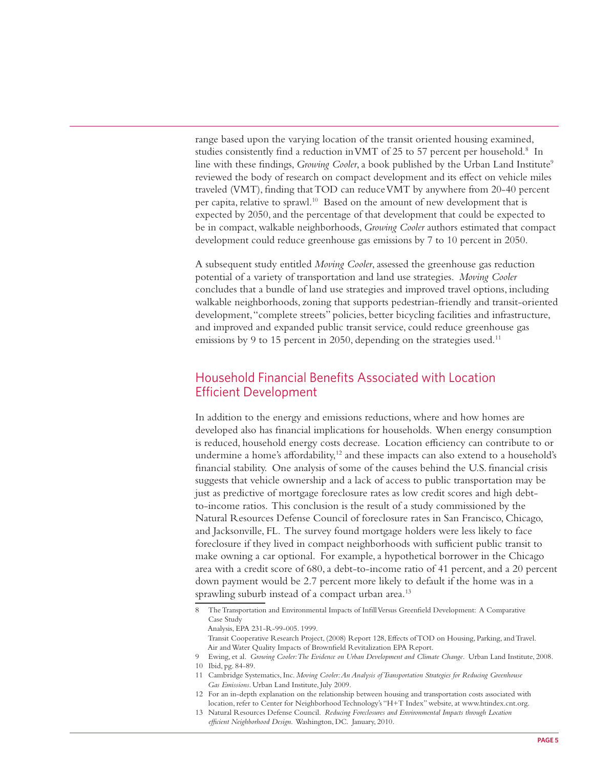range based upon the varying location of the transit oriented housing examined, studies consistently find a reduction in VMT of 25 to 57 percent per household.[8] In line with these findings, *Growing Cooler*, a book published by the Urban Land Institute[9] reviewed the body of research on compact development and its effect on vehicle miles traveled (VMT), finding that TOD can reduce VMT by anywhere from 20-40 percent per capita, relative to sprawl.[10] Based on the amount of new development that is expected by 2050, and the percentage of that development that could be expected to be in compact, walkable neighborhoods, *Growing Cooler* authors estimated that compact development could reduce greenhouse gas emissions by 7 to 10 percent in 2050.

A subsequent study entitled *Moving Cooler*, assessed the greenhouse gas reduction potential of a variety of transportation and land use strategies. *Moving Cooler* concludes that a bundle of land use strategies and improved travel options, including walkable neighborhoods, zoning that supports pedestrian-friendly and transit-oriented development, "complete streets" policies, better bicycling facilities and infrastructure, and improved and expanded public transit service, could reduce greenhouse gas emissions by 9 to 15 percent in 2050, depending on the strategies used.[11]

## Household Financial Benefits Associated with Location Efficient Development

In addition to the energy and emissions reductions, where and how homes are developed also has financial implications for households. When energy consumption is reduced, household energy costs decrease. Location efficiency can contribute to or undermine a home's affordability,[12] and these impacts can also extend to a household's financial stability. One analysis of some of the causes behind the U.S. financial crisis suggests that vehicle ownership and a lack of access to public transportation may be just as predictive of mortgage foreclosure rates as low credit scores and high debt-to-income ratios. This conclusion is the result of a study commissioned by the Natural Resources Defense Council of foreclosure rates in San Francisco, Chicago, and Jacksonville, FL. The survey found mortgage holders were less likely to face foreclosure if they lived in compact neighborhoods with sufficient public transit to make owning a car optional. For example, a hypothetical borrower in the Chicago area with a credit score of 680, a debt-to-income ratio of 41 percent, and a 20 percent down payment would be 2.7 percent more likely to default if the home was in a sprawling suburb instead of a compact urban area.[13]

---

8 The Transportation and Environmental Impacts of Infill Versus Greenfield Development: A Comparative Case Study
Analysis, EPA 231-R-99-005. 1999.
Transit Cooperative Research Project, (2008) Report 128, Effects of TOD on Housing, Parking, and Travel.
Air and Water Quality Impacts of Brownfield Revitalization EPA Report.

9 Ewing, et al. *Growing Cooler: The Evidence on Urban Development and Climate Change*. Urban Land Institute, 2008.

10 Ibid, pg. 84-89.

11 Cambridge Systematics, Inc. *Moving Cooler: An Analysis of Transportation Strategies for Reducing Greenhouse Gas Emissions*. Urban Land Institute, July 2009.

12 For an in-depth explanation on the relationship between housing and transportation costs associated with location, refer to Center for Neighborhood Technology's "H+T Index" website, at www.htindex.cnt.org.

13 Natural Resources Defense Council. *Reducing Foreclosures and Environmental Impacts through Location efficient Neighborhood Design*. Washington, DC. January, 2010.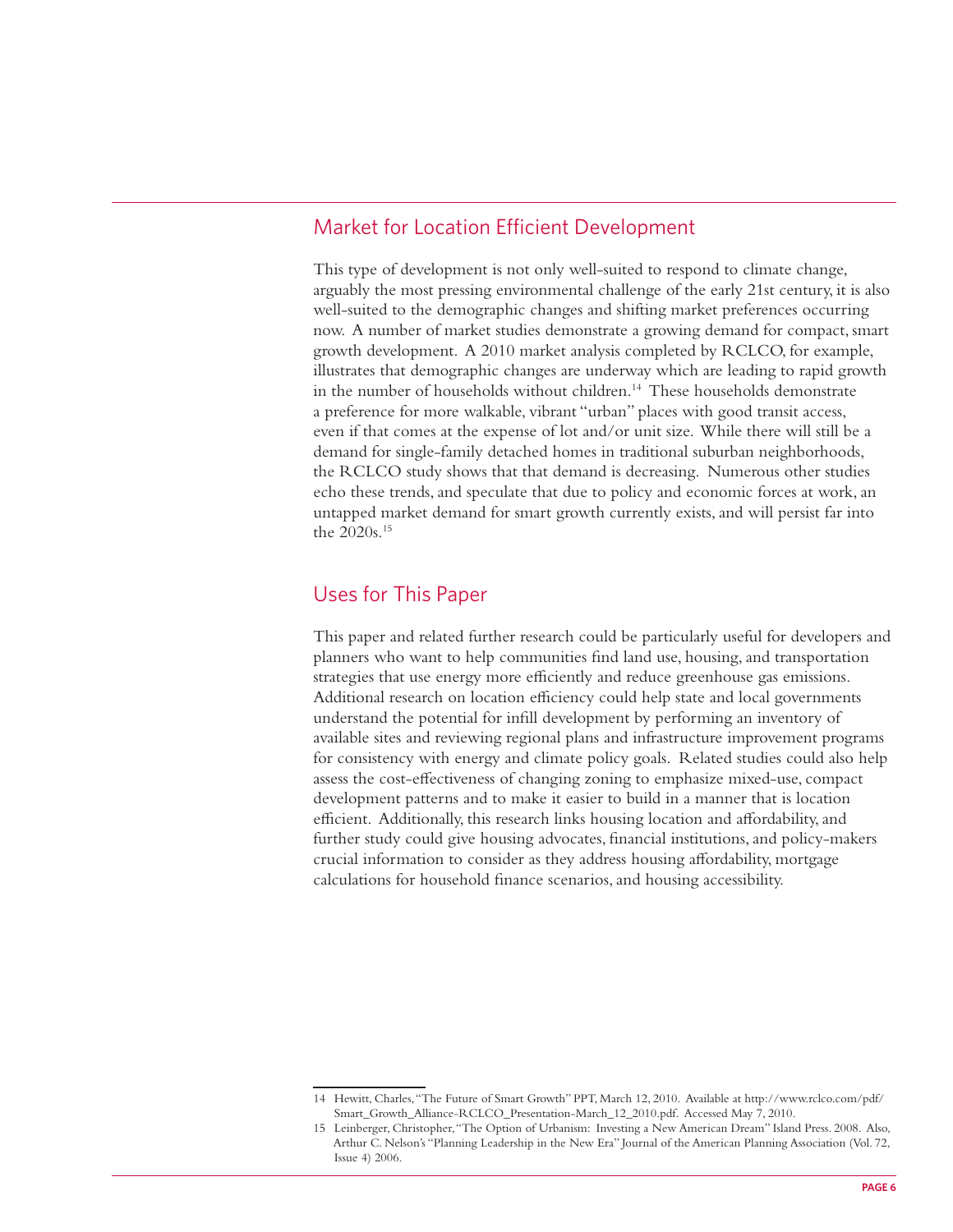## Market for Location Efficient Development

This type of development is not only well-suited to respond to climate change, arguably the most pressing environmental challenge of the early 21st century, it is also well-suited to the demographic changes and shifting market preferences occurring now. A number of market studies demonstrate a growing demand for compact, smart growth development. A 2010 market analysis completed by RCLCO, for example, illustrates that demographic changes are underway which are leading to rapid growth in the number of households without children.[14] These households demonstrate a preference for more walkable, vibrant "urban" places with good transit access, even if that comes at the expense of lot and/or unit size. While there will still be a demand for single-family detached homes in traditional suburban neighborhoods, the RCLCO study shows that that demand is decreasing. Numerous other studies echo these trends, and speculate that due to policy and economic forces at work, an untapped market demand for smart growth currently exists, and will persist far into the 2020s.[15]

## Uses for This Paper

This paper and related further research could be particularly useful for developers and planners who want to help communities find land use, housing, and transportation strategies that use energy more efficiently and reduce greenhouse gas emissions. Additional research on location efficiency could help state and local governments understand the potential for infill development by performing an inventory of available sites and reviewing regional plans and infrastructure improvement programs for consistency with energy and climate policy goals. Related studies could also help assess the cost-effectiveness of changing zoning to emphasize mixed-use, compact development patterns and to make it easier to build in a manner that is location efficient. Additionally, this research links housing location and affordability, and further study could give housing advocates, financial institutions, and policy-makers crucial information to consider as they address housing affordability, mortgage calculations for household finance scenarios, and housing accessibility.

---

14 Hewitt, Charles, "The Future of Smart Growth" PPT, March 12, 2010. Available at http://www.rclco.com/pdf/Smart_Growth_Alliance-RCLCO_Presentation-March_12_2010.pdf. Accessed May 7, 2010.

15 Leinberger, Christopher, "The Option of Urbanism: Investing a New American Dream" Island Press. 2008. Also, Arthur C. Nelson's "Planning Leadership in the New Era" Journal of the American Planning Association (Vol. 72, Issue 4) 2006.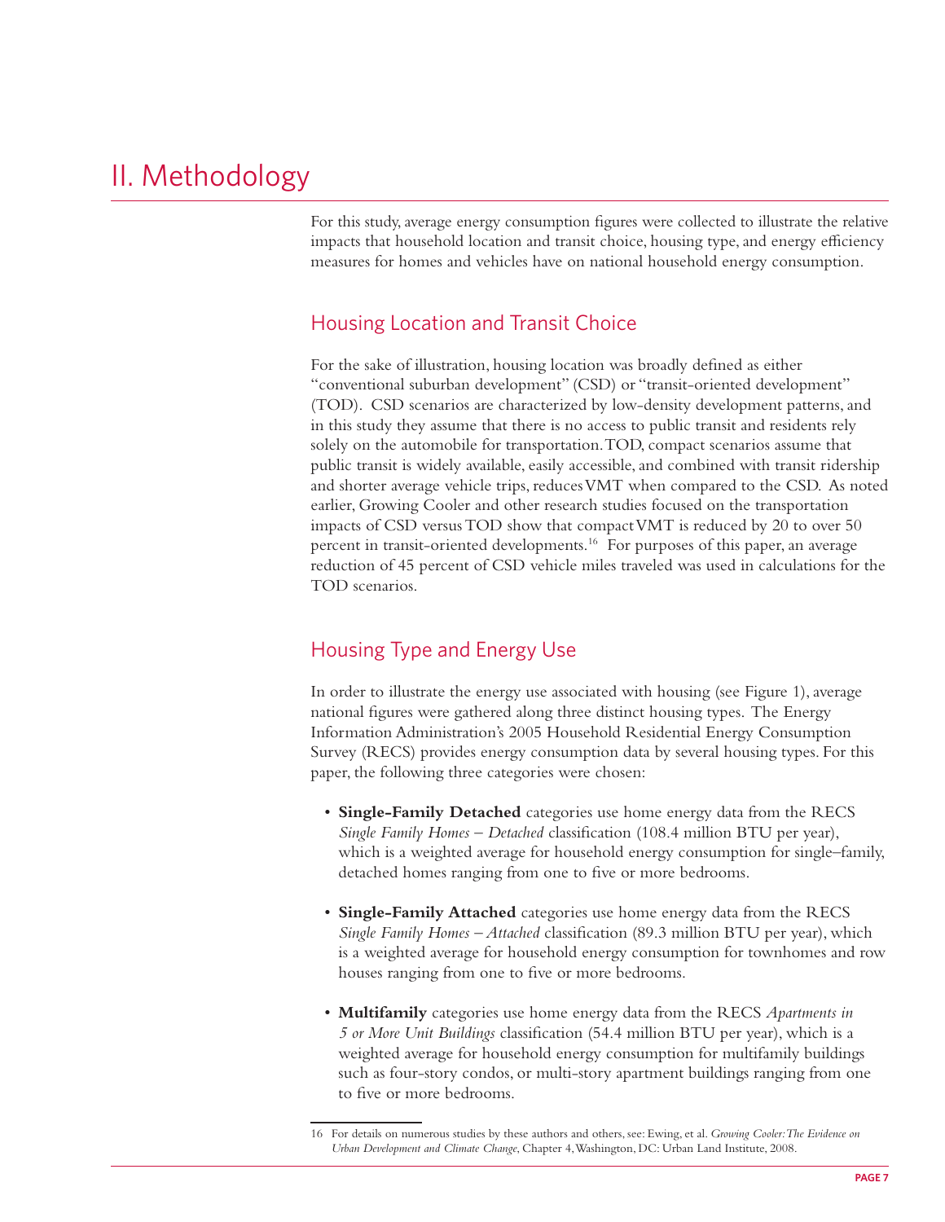# II. Methodology

For this study, average energy consumption figures were collected to illustrate the relative impacts that household location and transit choice, housing type, and energy efficiency measures for homes and vehicles have on national household energy consumption.

## Housing Location and Transit Choice

For the sake of illustration, housing location was broadly defined as either "conventional suburban development" (CSD) or "transit-oriented development" (TOD). CSD scenarios are characterized by low-density development patterns, and in this study they assume that there is no access to public transit and residents rely solely on the automobile for transportation. TOD, compact scenarios assume that public transit is widely available, easily accessible, and combined with transit ridership and shorter average vehicle trips, reduces VMT when compared to the CSD. As noted earlier, Growing Cooler and other research studies focused on the transportation impacts of CSD versus TOD show that compact VMT is reduced by 20 to over 50 percent in transit-oriented developments.[16] For purposes of this paper, an average reduction of 45 percent of CSD vehicle miles traveled was used in calculations for the TOD scenarios.

## Housing Type and Energy Use

In order to illustrate the energy use associated with housing (see Figure 1), average national figures were gathered along three distinct housing types. The Energy Information Administration's 2005 Household Residential Energy Consumption Survey (RECS) provides energy consumption data by several housing types. For this paper, the following three categories were chosen:

- **Single-Family Detached** categories use home energy data from the RECS *Single Family Homes – Detached* classification (108.4 million BTU per year), which is a weighted average for household energy consumption for single–family, detached homes ranging from one to five or more bedrooms.
- **Single-Family Attached** categories use home energy data from the RECS *Single Family Homes – Attached* classification (89.3 million BTU per year), which is a weighted average for household energy consumption for townhomes and row houses ranging from one to five or more bedrooms.
- **Multifamily** categories use home energy data from the RECS *Apartments in 5 or More Unit Buildings* classification (54.4 million BTU per year), which is a weighted average for household energy consumption for multifamily buildings such as four-story condos, or multi-story apartment buildings ranging from one to five or more bedrooms.

16 For details on numerous studies by these authors and others, see: Ewing, et al. *Growing Cooler: The Evidence on Urban Development and Climate Change*, Chapter 4, Washington, DC: Urban Land Institute, 2008.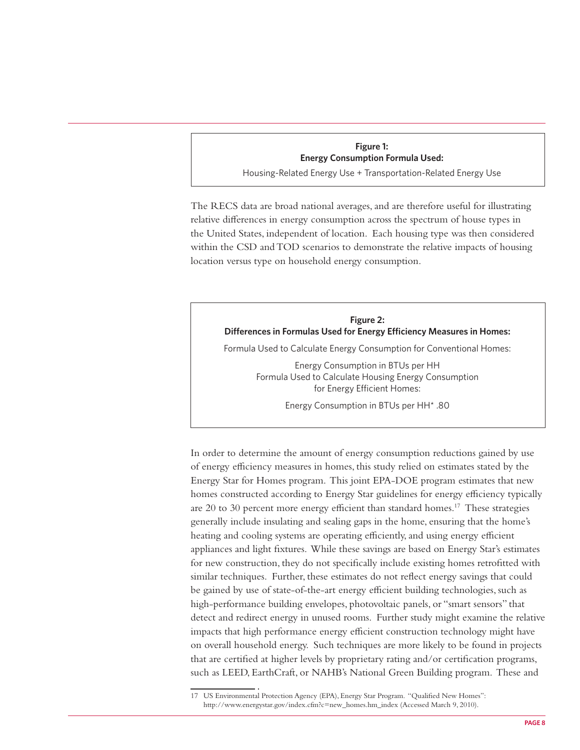**Figure 1:**
**Energy Consumption Formula Used:**

Housing-Related Energy Use + Transportation-Related Energy Use

The RECS data are broad national averages, and are therefore useful for illustrating relative differences in energy consumption across the spectrum of house types in the United States, independent of location. Each housing type was then considered within the CSD and TOD scenarios to demonstrate the relative impacts of housing location versus type on household energy consumption.

**Figure 2:**
**Differences in Formulas Used for Energy Efficiency Measures in Homes:**

Formula Used to Calculate Energy Consumption for Conventional Homes:

Energy Consumption in BTUs per HH

Formula Used to Calculate Housing Energy Consumption for Energy Efficient Homes:

Energy Consumption in BTUs per HH* .80

In order to determine the amount of energy consumption reductions gained by use of energy efficiency measures in homes, this study relied on estimates stated by the Energy Star for Homes program. This joint EPA-DOE program estimates that new homes constructed according to Energy Star guidelines for energy efficiency typically are 20 to 30 percent more energy efficient than standard homes.[17] These strategies generally include insulating and sealing gaps in the home, ensuring that the home's heating and cooling systems are operating efficiently, and using energy efficient appliances and light fixtures. While these savings are based on Energy Star's estimates for new construction, they do not specifically include existing homes retrofitted with similar techniques. Further, these estimates do not reflect energy savings that could be gained by use of state-of-the-art energy efficient building technologies, such as high-performance building envelopes, photovoltaic panels, or "smart sensors" that detect and redirect energy in unused rooms. Further study might examine the relative impacts that high performance energy efficient construction technology might have on overall household energy. Such techniques are more likely to be found in projects that are certified at higher levels by proprietary rating and/or certification programs, such as LEED, EarthCraft, or NAHB's National Green Building program. These and

17 US Environmental Protection Agency (EPA), Energy Star Program. "Qualified New Homes": http://www.energystar.gov/index.cfm?c=new_homes.hm_index (Accessed March 9, 2010).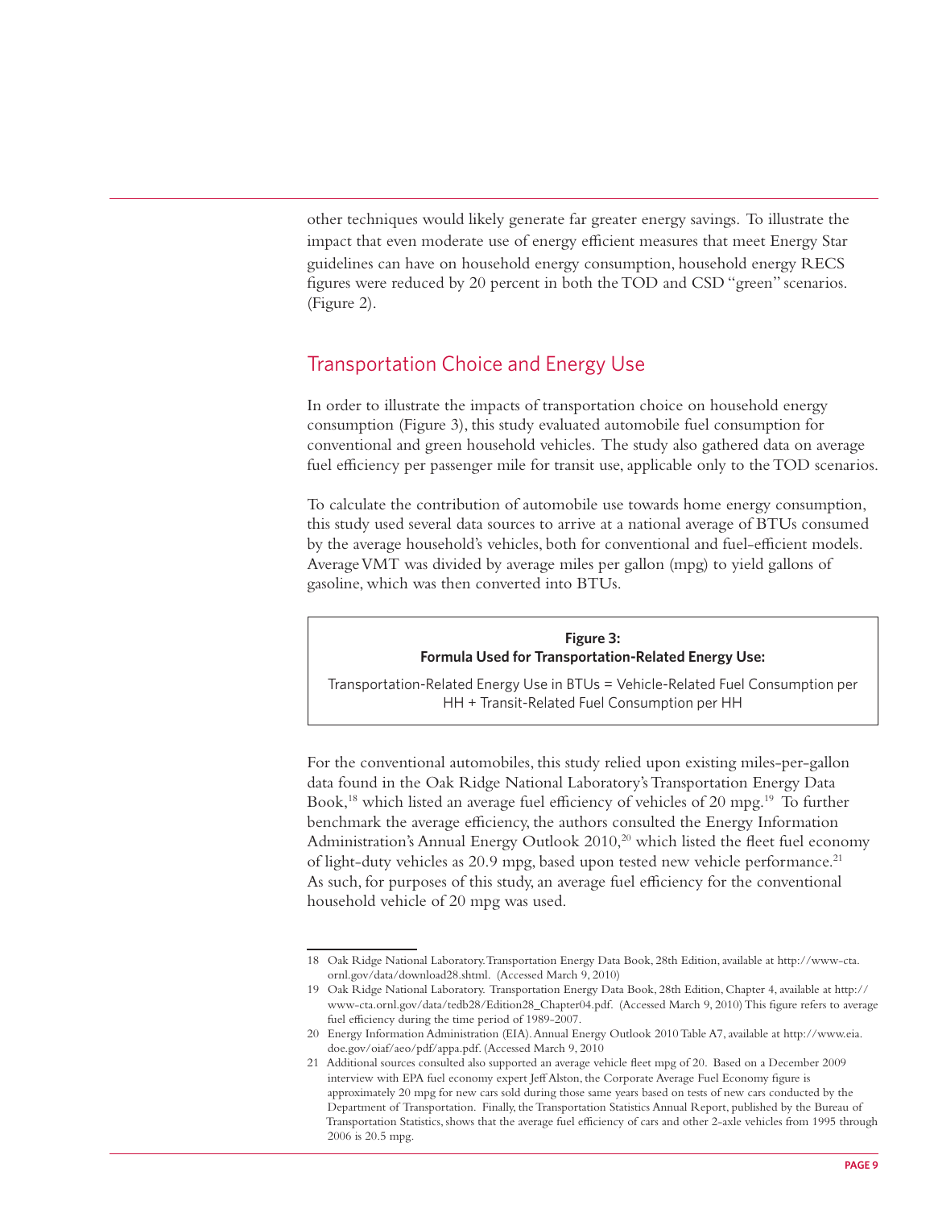other techniques would likely generate far greater energy savings. To illustrate the impact that even moderate use of energy efficient measures that meet Energy Star guidelines can have on household energy consumption, household energy RECS figures were reduced by 20 percent in both the TOD and CSD "green" scenarios. (Figure 2).

## Transportation Choice and Energy Use

In order to illustrate the impacts of transportation choice on household energy consumption (Figure 3), this study evaluated automobile fuel consumption for conventional and green household vehicles. The study also gathered data on average fuel efficiency per passenger mile for transit use, applicable only to the TOD scenarios.

To calculate the contribution of automobile use towards home energy consumption, this study used several data sources to arrive at a national average of BTUs consumed by the average household's vehicles, both for conventional and fuel-efficient models. Average VMT was divided by average miles per gallon (mpg) to yield gallons of gasoline, which was then converted into BTUs.

**Figure 3:**
**Formula Used for Transportation-Related Energy Use:**

Transportation-Related Energy Use in BTUs = Vehicle-Related Fuel Consumption per HH + Transit-Related Fuel Consumption per HH

For the conventional automobiles, this study relied upon existing miles-per-gallon data found in the Oak Ridge National Laboratory's Transportation Energy Data Book,[18] which listed an average fuel efficiency of vehicles of 20 mpg.[19] To further benchmark the average efficiency, the authors consulted the Energy Information Administration's Annual Energy Outlook 2010,[20] which listed the fleet fuel economy of light-duty vehicles as 20.9 mpg, based upon tested new vehicle performance.[21] As such, for purposes of this study, an average fuel efficiency for the conventional household vehicle of 20 mpg was used.

---

18 Oak Ridge National Laboratory. Transportation Energy Data Book, 28th Edition, available at http://www-cta.ornl.gov/data/download28.shtml. (Accessed March 9, 2010)

19 Oak Ridge National Laboratory. Transportation Energy Data Book, 28th Edition, Chapter 4, available at http://www-cta.ornl.gov/data/tedb28/Edition28_Chapter04.pdf. (Accessed March 9, 2010) This figure refers to average fuel efficiency during the time period of 1989-2007.

20 Energy Information Administration (EIA). Annual Energy Outlook 2010 Table A7, available at http://www.eia.doe.gov/oiaf/aeo/pdf/appa.pdf. (Accessed March 9, 2010

21 Additional sources consulted also supported an average vehicle fleet mpg of 20. Based on a December 2009 interview with EPA fuel economy expert Jeff Alston, the Corporate Average Fuel Economy figure is approximately 20 mpg for new cars sold during those same years based on tests of new cars conducted by the Department of Transportation. Finally, the Transportation Statistics Annual Report, published by the Bureau of Transportation Statistics, shows that the average fuel efficiency of cars and other 2-axle vehicles from 1995 through 2006 is 20.5 mpg.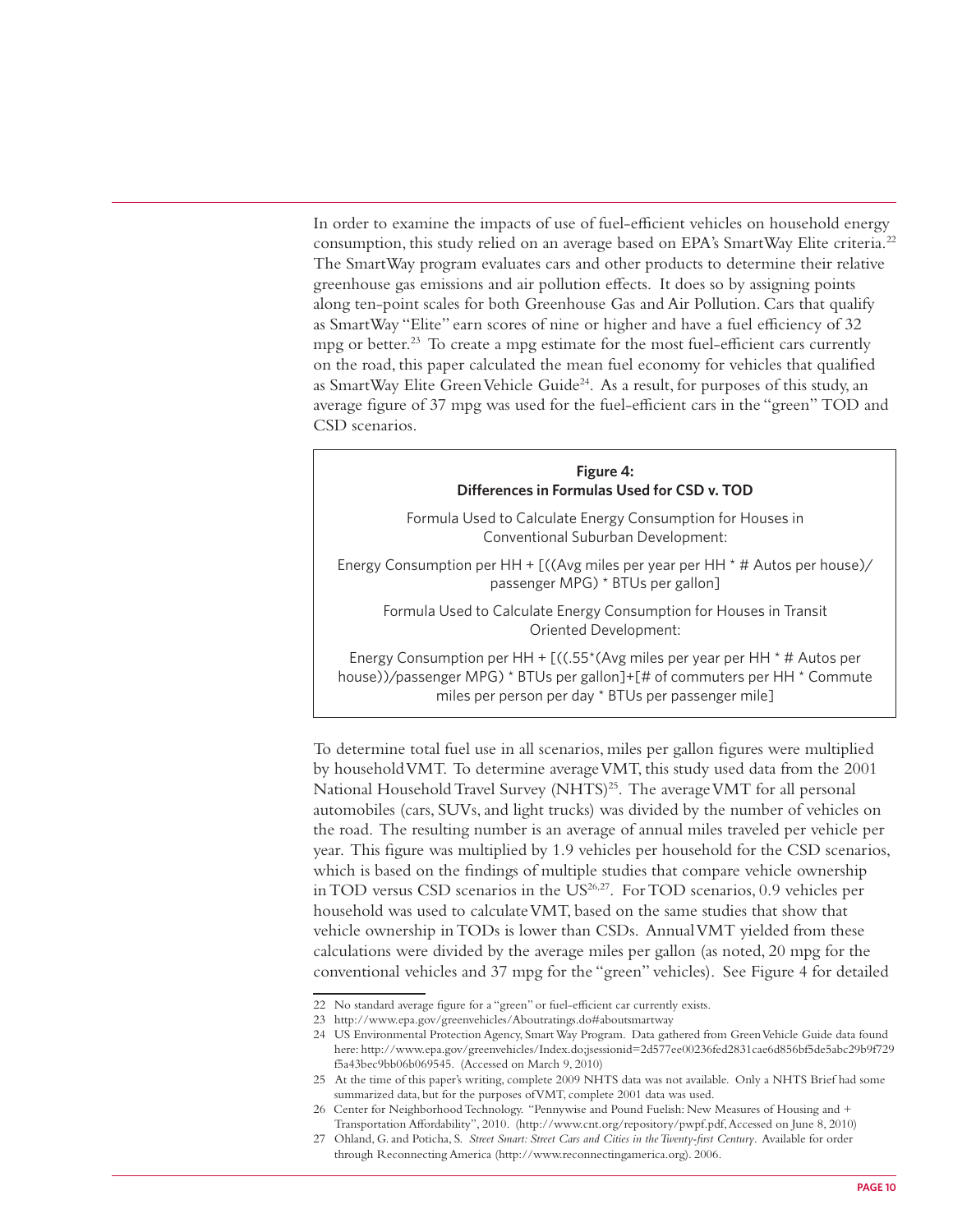In order to examine the impacts of use of fuel-efficient vehicles on household energy consumption, this study relied on an average based on EPA's SmartWay Elite criteria.[22] The SmartWay program evaluates cars and other products to determine their relative greenhouse gas emissions and air pollution effects. It does so by assigning points along ten-point scales for both Greenhouse Gas and Air Pollution. Cars that qualify as SmartWay "Elite" earn scores of nine or higher and have a fuel efficiency of 32 mpg or better.[23] To create a mpg estimate for the most fuel-efficient cars currently on the road, this paper calculated the mean fuel economy for vehicles that qualified as SmartWay Elite Green Vehicle Guide[24]. As a result, for purposes of this study, an average figure of 37 mpg was used for the fuel-efficient cars in the "green" TOD and CSD scenarios.

**Figure 4:**
**Differences in Formulas Used for CSD v. TOD**

Formula Used to Calculate Energy Consumption for Houses in Conventional Suburban Development:

Energy Consumption per HH + [((Avg miles per year per HH * # Autos per house)/ passenger MPG) * BTUs per gallon]

Formula Used to Calculate Energy Consumption for Houses in Transit Oriented Development:

Energy Consumption per HH + [((.55*(Avg miles per year per HH * # Autos per house))/passenger MPG) * BTUs per gallon]+[# of commuters per HH * Commute miles per person per day * BTUs per passenger mile]

To determine total fuel use in all scenarios, miles per gallon figures were multiplied by household VMT. To determine average VMT, this study used data from the 2001 National Household Travel Survey (NHTS)[25]. The average VMT for all personal automobiles (cars, SUVs, and light trucks) was divided by the number of vehicles on the road. The resulting number is an average of annual miles traveled per vehicle per year. This figure was multiplied by 1.9 vehicles per household for the CSD scenarios, which is based on the findings of multiple studies that compare vehicle ownership in TOD versus CSD scenarios in the US[26,27]. For TOD scenarios, 0.9 vehicles per household was used to calculate VMT, based on the same studies that show that vehicle ownership in TODs is lower than CSDs. Annual VMT yielded from these calculations were divided by the average miles per gallon (as noted, 20 mpg for the conventional vehicles and 37 mpg for the "green" vehicles). See Figure 4 for detailed

22 No standard average figure for a "green" or fuel-efficient car currently exists.

23 http://www.epa.gov/greenvehicles/Aboutratings.do#aboutsmartway

24 US Environmental Protection Agency, Smart Way Program. Data gathered from Green Vehicle Guide data found here: http://www.epa.gov/greenvehicles/Index.do;jsessionid=2d577ee00236fed2831cae6d856bf5de5abc29b9f729f5a43bec9bb06b069545. (Accessed on March 9, 2010)

25 At the time of this paper's writing, complete 2009 NHTS data was not available. Only a NHTS Brief had some summarized data, but for the purposes of VMT, complete 2001 data was used.

26 Center for Neighborhood Technology. "Pennywise and Pound Fuelish: New Measures of Housing and + Transportation Affordability", 2010. (http://www.cnt.org/repository/pwpf.pdf, Accessed on June 8, 2010)

27 Ohland, G. and Poticha, S. *Street Smart: Street Cars and Cities in the Twenty-first Century*. Available for order through Reconnecting America (http://www.reconnectingamerica.org). 2006.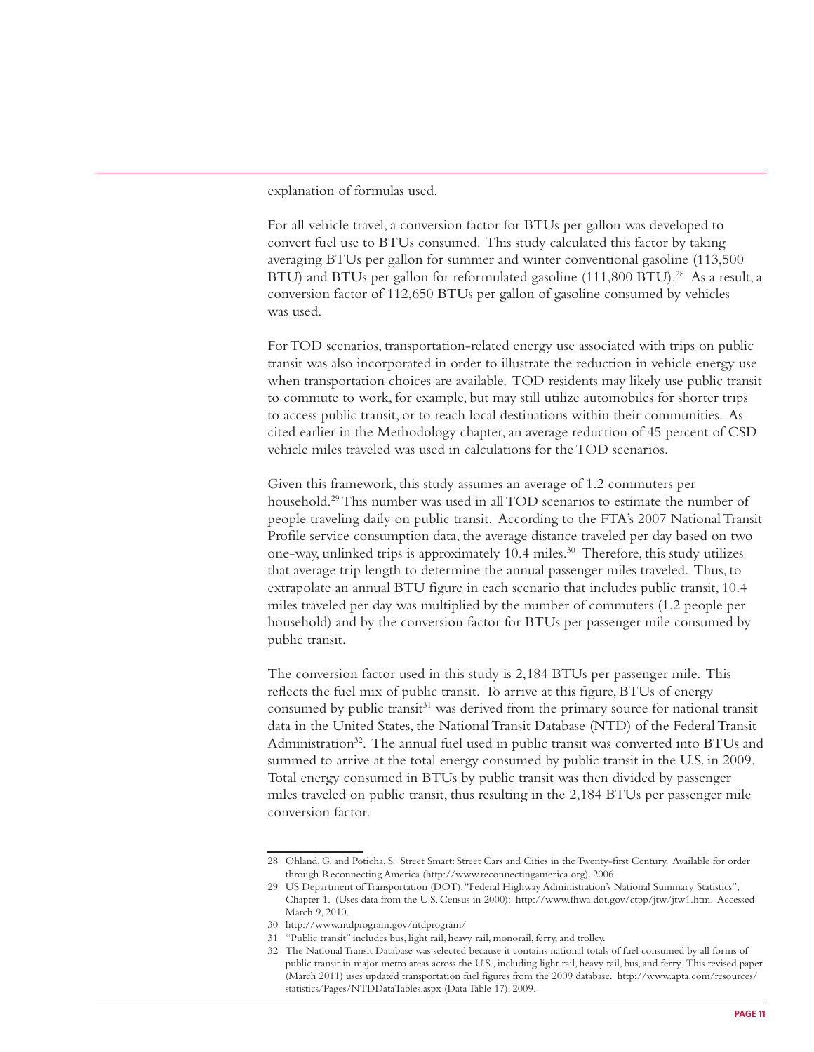explanation of formulas used.

For all vehicle travel, a conversion factor for BTUs per gallon was developed to convert fuel use to BTUs consumed. This study calculated this factor by taking averaging BTUs per gallon for summer and winter conventional gasoline (113,500 BTU) and BTUs per gallon for reformulated gasoline (111,800 BTU).[28] As a result, a conversion factor of 112,650 BTUs per gallon of gasoline consumed by vehicles was used.

For TOD scenarios, transportation-related energy use associated with trips on public transit was also incorporated in order to illustrate the reduction in vehicle energy use when transportation choices are available. TOD residents may likely use public transit to commute to work, for example, but may still utilize automobiles for shorter trips to access public transit, or to reach local destinations within their communities. As cited earlier in the Methodology chapter, an average reduction of 45 percent of CSD vehicle miles traveled was used in calculations for the TOD scenarios.

Given this framework, this study assumes an average of 1.2 commuters per household.[29] This number was used in all TOD scenarios to estimate the number of people traveling daily on public transit. According to the FTA's 2007 National Transit Profile service consumption data, the average distance traveled per day based on two one-way, unlinked trips is approximately 10.4 miles.[30] Therefore, this study utilizes that average trip length to determine the annual passenger miles traveled. Thus, to extrapolate an annual BTU figure in each scenario that includes public transit, 10.4 miles traveled per day was multiplied by the number of commuters (1.2 people per household) and by the conversion factor for BTUs per passenger mile consumed by public transit.

The conversion factor used in this study is 2,184 BTUs per passenger mile. This reflects the fuel mix of public transit. To arrive at this figure, BTUs of energy consumed by public transit[31] was derived from the primary source for national transit data in the United States, the National Transit Database (NTD) of the Federal Transit Administration[32]. The annual fuel used in public transit was converted into BTUs and summed to arrive at the total energy consumed by public transit in the U.S. in 2009. Total energy consumed in BTUs by public transit was then divided by passenger miles traveled on public transit, thus resulting in the 2,184 BTUs per passenger mile conversion factor.

---

28 Ohland, G. and Poticha, S. Street Smart: Street Cars and Cities in the Twenty-first Century. Available for order through Reconnecting America (http://www.reconnectingamerica.org). 2006.

29 US Department of Transportation (DOT). "Federal Highway Administration's National Summary Statistics", Chapter 1. (Uses data from the U.S. Census in 2000): http://www.fhwa.dot.gov/ctpp/jtw/jtw1.htm. Accessed March 9, 2010.

30 http://www.ntdprogram.gov/ntdprogram/

31 "Public transit" includes bus, light rail, heavy rail, monorail, ferry, and trolley.

32 The National Transit Database was selected because it contains national totals of fuel consumed by all forms of public transit in major metro areas across the U.S., including light rail, heavy rail, bus, and ferry. This revised paper (March 2011) uses updated transportation fuel figures from the 2009 database. http://www.apta.com/resources/statistics/Pages/NTDDataTables.aspx (Data Table 17). 2009.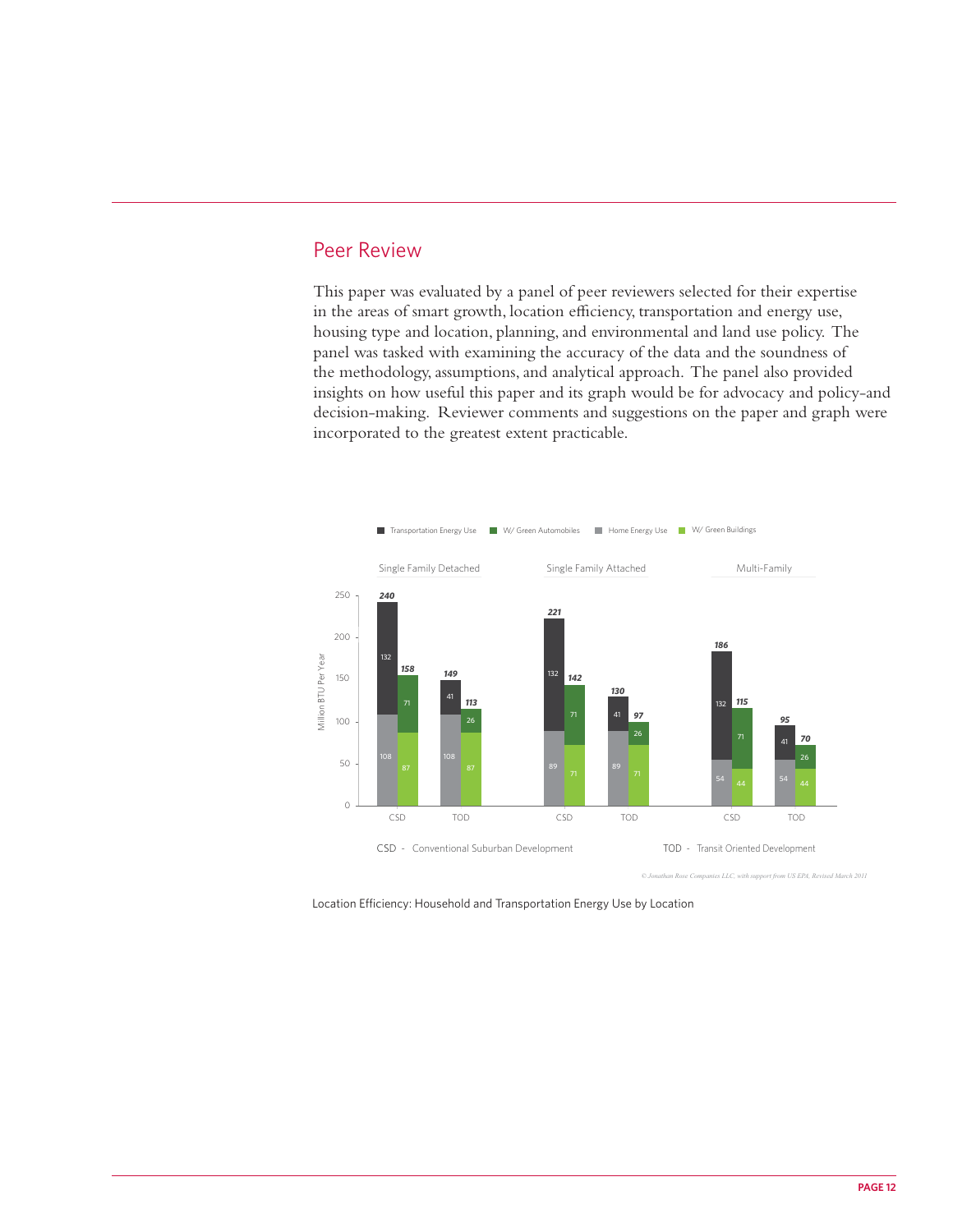## Peer Review

This paper was evaluated by a panel of peer reviewers selected for their expertise in the areas of smart growth, location efficiency, transportation and energy use, housing type and location, planning, and environmental and land use policy. The panel was tasked with examining the accuracy of the data and the soundness of the methodology, assumptions, and analytical approach. The panel also provided insights on how useful this paper and its graph would be for advocacy and policy-and decision-making. Reviewer comments and suggestions on the paper and graph were incorporated to the greatest extent practicable.

Transportation Energy Use
W/ Green Automobiles
Home Energy Use
W/ Green Buildings

Single Family Detached
Single Family Attached
Multi-Family

Million BTU Per Year

250
200
150
100
50
0

240
132
108
158
71
87
149
41
108
113
26
87

221
132
89
142
71
71
130
41
89
97
26
71

186
132
54
115
71
44
95
41
54
70
26
44

CSD
TOD
CSD
TOD
CSD
TOD

CSD - Conventional Suburban Development

TOD - Transit Oriented Development

*© Jonathan Rose Companies LLC, with support from US EPA, Revised March 2011*

Location Efficiency: Household and Transportation Energy Use by Location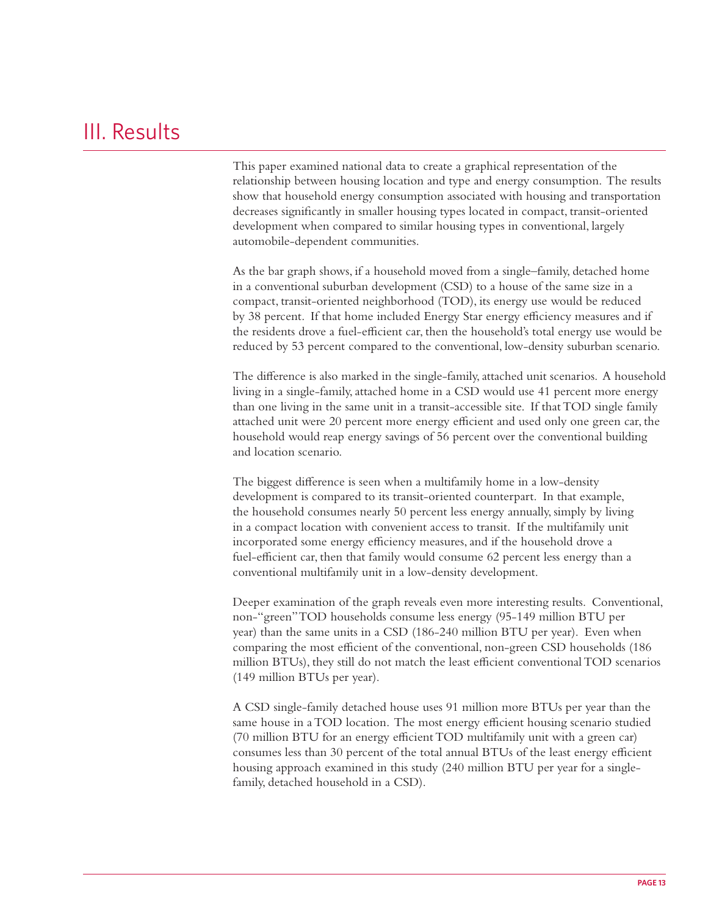# III. Results

This paper examined national data to create a graphical representation of the relationship between housing location and type and energy consumption. The results show that household energy consumption associated with housing and transportation decreases significantly in smaller housing types located in compact, transit-oriented development when compared to similar housing types in conventional, largely automobile-dependent communities.

As the bar graph shows, if a household moved from a single–family, detached home in a conventional suburban development (CSD) to a house of the same size in a compact, transit-oriented neighborhood (TOD), its energy use would be reduced by 38 percent. If that home included Energy Star energy efficiency measures and if the residents drove a fuel-efficient car, then the household's total energy use would be reduced by 53 percent compared to the conventional, low-density suburban scenario.

The difference is also marked in the single-family, attached unit scenarios. A household living in a single-family, attached home in a CSD would use 41 percent more energy than one living in the same unit in a transit-accessible site. If that TOD single family attached unit were 20 percent more energy efficient and used only one green car, the household would reap energy savings of 56 percent over the conventional building and location scenario.

The biggest difference is seen when a multifamily home in a low-density development is compared to its transit-oriented counterpart. In that example, the household consumes nearly 50 percent less energy annually, simply by living in a compact location with convenient access to transit. If the multifamily unit incorporated some energy efficiency measures, and if the household drove a fuel-efficient car, then that family would consume 62 percent less energy than a conventional multifamily unit in a low-density development.

Deeper examination of the graph reveals even more interesting results. Conventional, non-"green" TOD households consume less energy (95-149 million BTU per year) than the same units in a CSD (186-240 million BTU per year). Even when comparing the most efficient of the conventional, non-green CSD households (186 million BTUs), they still do not match the least efficient conventional TOD scenarios (149 million BTUs per year).

A CSD single-family detached house uses 91 million more BTUs per year than the same house in a TOD location. The most energy efficient housing scenario studied (70 million BTU for an energy efficient TOD multifamily unit with a green car) consumes less than 30 percent of the total annual BTUs of the least energy efficient housing approach examined in this study (240 million BTU per year for a single-family, detached household in a CSD).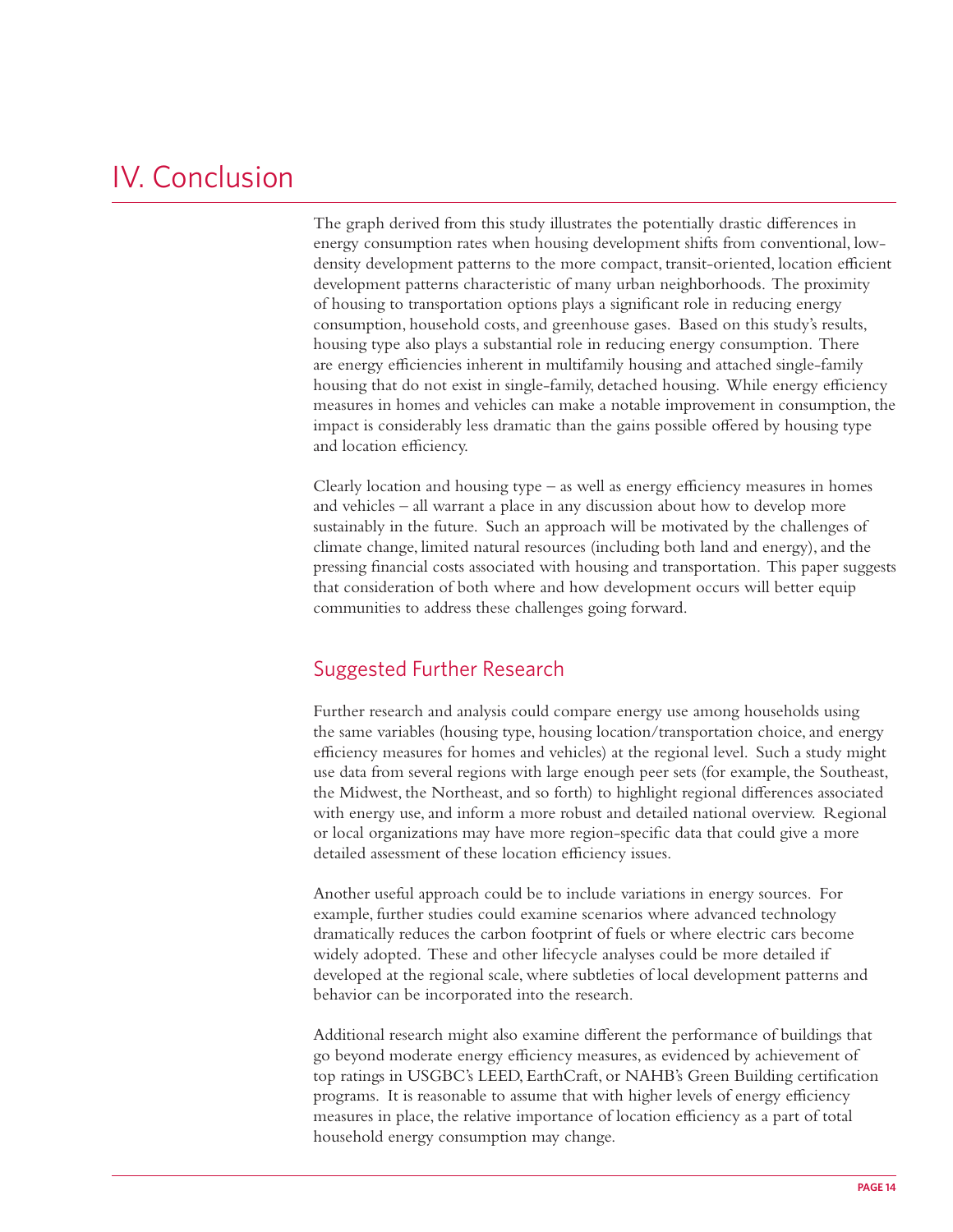# IV. Conclusion

The graph derived from this study illustrates the potentially drastic differences in energy consumption rates when housing development shifts from conventional, low-density development patterns to the more compact, transit-oriented, location efficient development patterns characteristic of many urban neighborhoods. The proximity of housing to transportation options plays a significant role in reducing energy consumption, household costs, and greenhouse gases. Based on this study's results, housing type also plays a substantial role in reducing energy consumption. There are energy efficiencies inherent in multifamily housing and attached single-family housing that do not exist in single-family, detached housing. While energy efficiency measures in homes and vehicles can make a notable improvement in consumption, the impact is considerably less dramatic than the gains possible offered by housing type and location efficiency.

Clearly location and housing type – as well as energy efficiency measures in homes and vehicles – all warrant a place in any discussion about how to develop more sustainably in the future. Such an approach will be motivated by the challenges of climate change, limited natural resources (including both land and energy), and the pressing financial costs associated with housing and transportation. This paper suggests that consideration of both where and how development occurs will better equip communities to address these challenges going forward.

## Suggested Further Research

Further research and analysis could compare energy use among households using the same variables (housing type, housing location/transportation choice, and energy efficiency measures for homes and vehicles) at the regional level. Such a study might use data from several regions with large enough peer sets (for example, the Southeast, the Midwest, the Northeast, and so forth) to highlight regional differences associated with energy use, and inform a more robust and detailed national overview. Regional or local organizations may have more region-specific data that could give a more detailed assessment of these location efficiency issues.

Another useful approach could be to include variations in energy sources. For example, further studies could examine scenarios where advanced technology dramatically reduces the carbon footprint of fuels or where electric cars become widely adopted. These and other lifecycle analyses could be more detailed if developed at the regional scale, where subtleties of local development patterns and behavior can be incorporated into the research.

Additional research might also examine different the performance of buildings that go beyond moderate energy efficiency measures, as evidenced by achievement of top ratings in USGBC's LEED, EarthCraft, or NAHB's Green Building certification programs. It is reasonable to assume that with higher levels of energy efficiency measures in place, the relative importance of location efficiency as a part of total household energy consumption may change.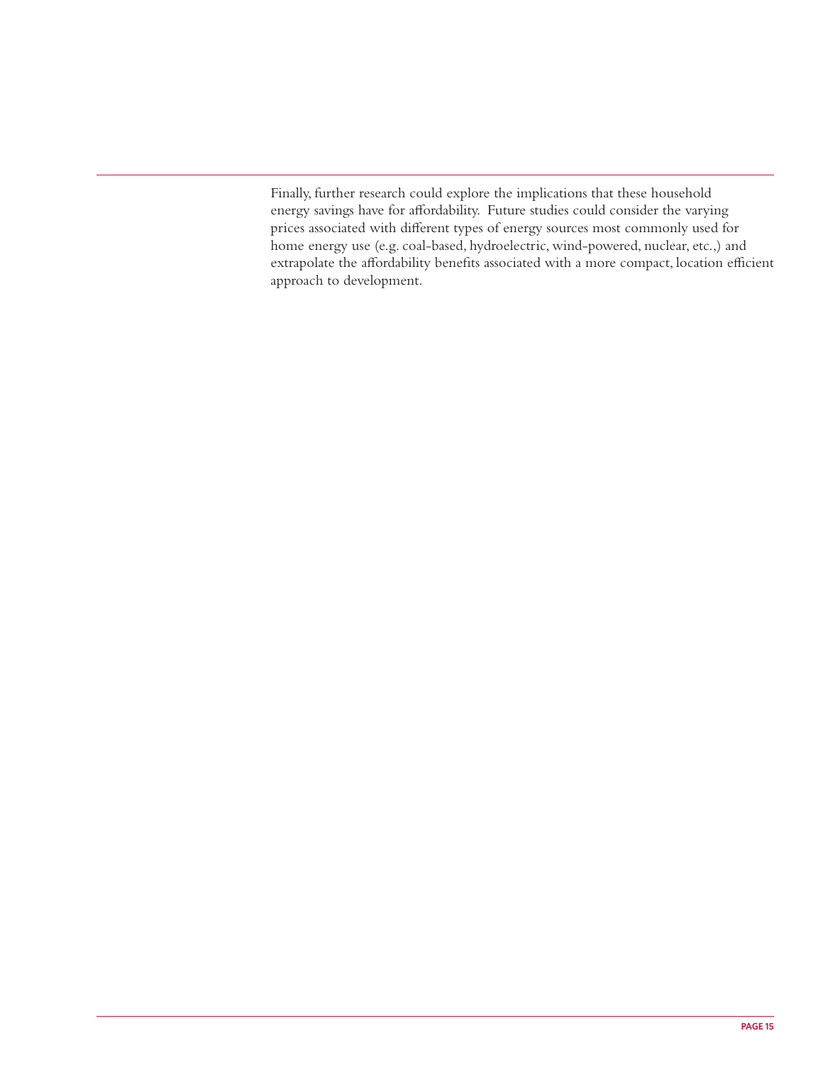Finally, further research could explore the implications that these household energy savings have for affordability. Future studies could consider the varying prices associated with different types of energy sources most commonly used for home energy use (e.g. coal-based, hydroelectric, wind-powered, nuclear, etc.,) and extrapolate the affordability benefits associated with a more compact, location efficient approach to development.